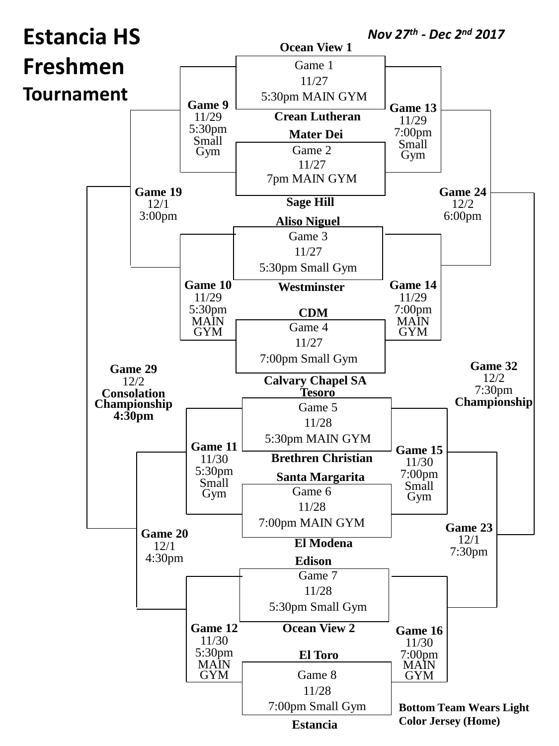# Estancia HS Freshmen Tournament

***Nov 27th - Dec 2nd 2017***

**Ocean View 1**

Game 1
11/27
5:30pm MAIN GYM

**Crean Lutheran**

**Mater Dei**

Game 2
11/27
7pm MAIN GYM

**Sage Hill**

**Aliso Niguel**

Game 3
11/27
5:30pm Small Gym

**Westminster**

**CDM**

Game 4
11/27
7:00pm Small Gym

**Calvary Chapel SA**

**Tesoro**

Game 5
11/28
5:30pm MAIN GYM

**Brethren Christian**

**Santa Margarita**

Game 6
11/28
7:00pm MAIN GYM

**El Modena**

**Edison**

Game 7
11/28
5:30pm Small Gym

**Ocean View 2**

**El Toro**

Game 8
11/28
7:00pm Small Gym

**Estancia**

**Game 9**
11/29
5:30pm
Small Gym

**Game 10**
11/29
5:30pm
MAIN GYM

**Game 11**
11/30
5:30pm
Small Gym

**Game 12**
11/30
5:30pm
MAIN GYM

**Game 13**
11/29
7:00pm
Small Gym

**Game 14**
11/29
7:00pm
MAIN GYM

**Game 15**
11/30
7:00pm
Small Gym

**Game 16**
11/30
7:00pm
MAIN GYM

**Game 19**
12/1
3:00pm

**Game 20**
12/1
4:30pm

**Game 24**
12/2
6:00pm

**Game 23**
12/1
7:30pm

**Game 29**
12/2
**Consolation Championship**
**4:30pm**

**Game 32**
12/2
7:30pm
**Championship**

**Bottom Team Wears Light Color Jersey (Home)**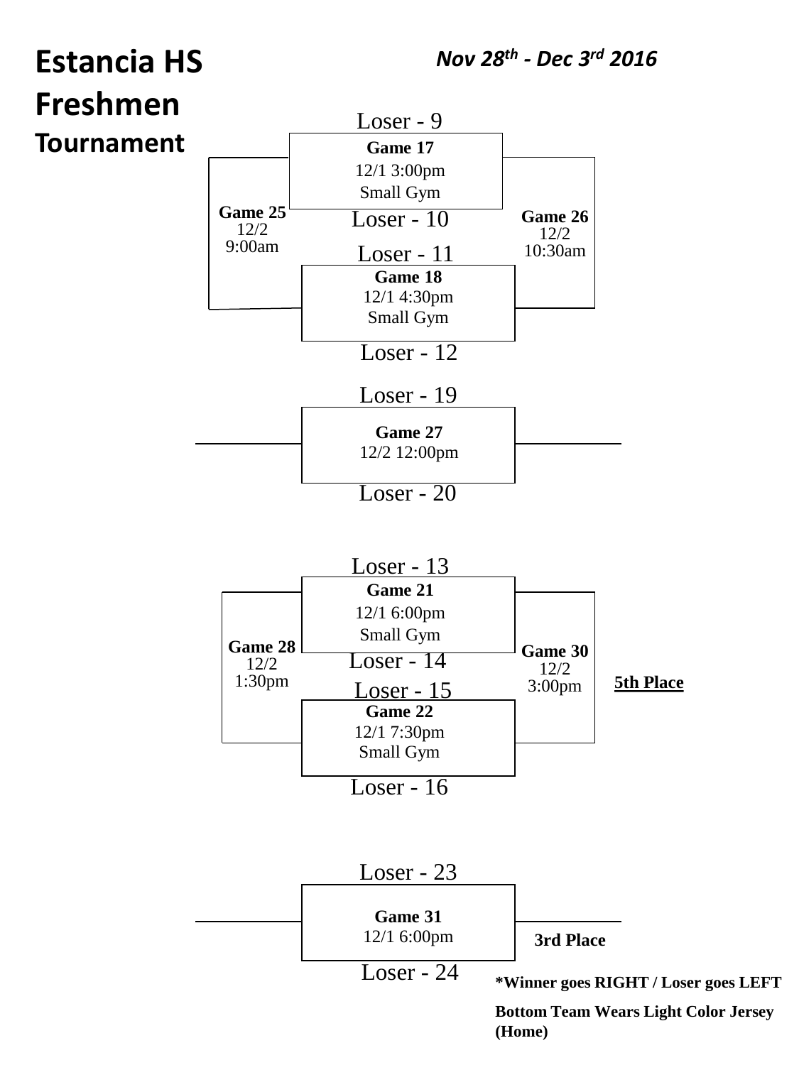# Estancia HS Freshmen Tournament

***Nov 28th - Dec 3rd 2016***

Loser - 9

**Game 17**
12/1 3:00pm
Small Gym

Loser - 10

**Game 25**
12/2
9:00am

**Game 26**
12/2
10:30am

Loser - 11

**Game 18**
12/1 4:30pm
Small Gym

Loser - 12

Loser - 19

**Game 27**
12/2 12:00pm

Loser - 20

Loser - 13

**Game 21**
12/1 6:00pm
Small Gym

Loser - 14

**Game 28**
12/2
1:30pm

**Game 30**
12/2
3:00pm

**5th Place**

Loser - 15

**Game 22**
12/1 7:30pm
Small Gym

Loser - 16

Loser - 23

**Game 31**
12/1 6:00pm

**3rd Place**

Loser - 24

***Winner goes RIGHT / Loser goes LEFT**

**Bottom Team Wears Light Color Jersey (Home)**